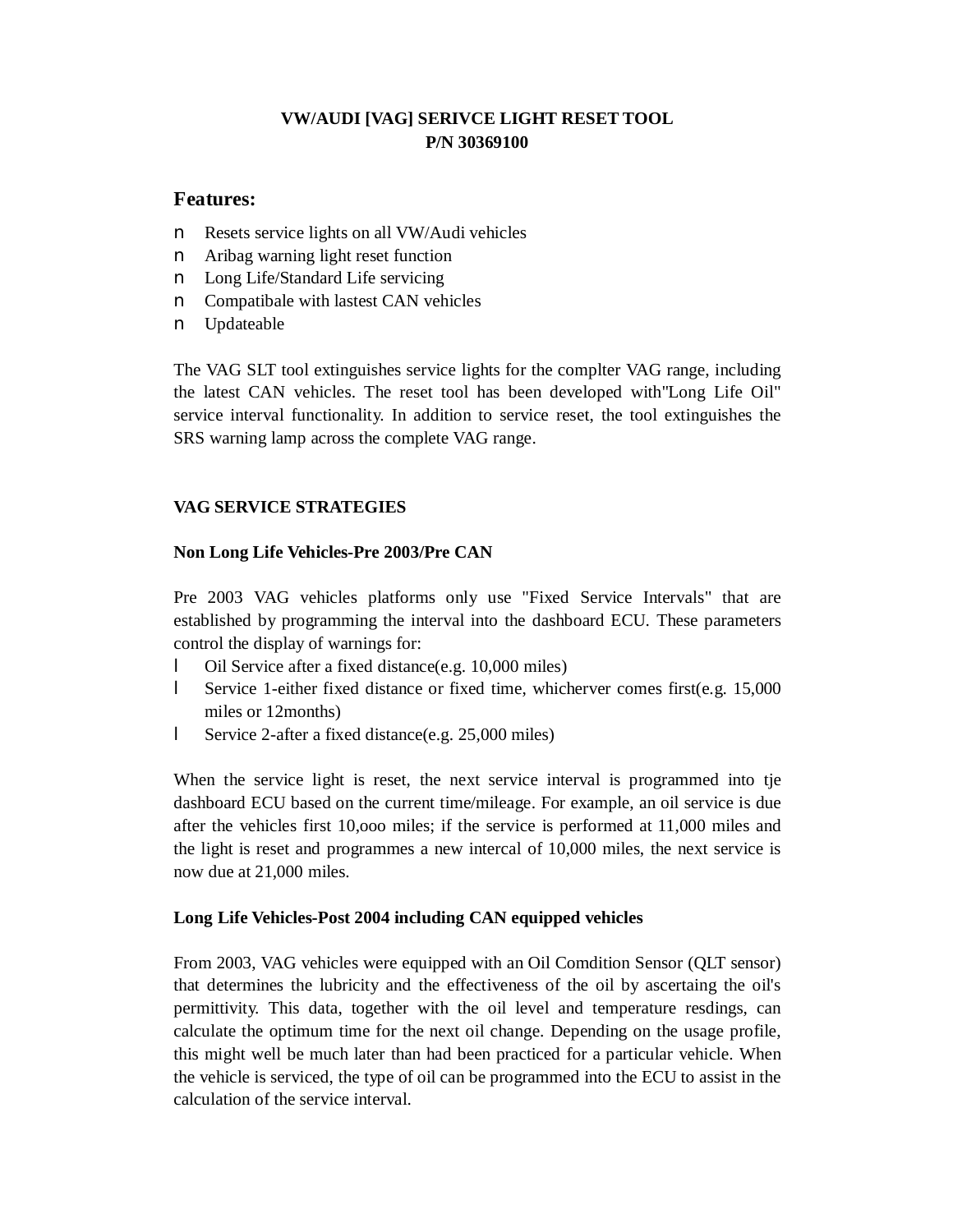**VW/AUDI [VAG] SERIVCE LIGHT RESET TOOL**
**P/N 30369100**

## Features:

- Resets service lights on all VW/Audi vehicles
- Aribag warning light reset function
- Long Life/Standard Life servicing
- Compatibale with lastest CAN vehicles
- Updateable

The VAG SLT tool extinguishes service lights for the complter VAG range, including the latest CAN vehicles. The reset tool has been developed with"Long Life Oil" service interval functionality. In addition to service reset, the tool extinguishes the SRS warning lamp across the complete VAG range.

**VAG SERVICE STRATEGIES**

**Non Long Life Vehicles-Pre 2003/Pre CAN**

Pre 2003 VAG vehicles platforms only use "Fixed Service Intervals" that are established by programming the interval into the dashboard ECU. These parameters control the display of warnings for:

- Oil Service after a fixed distance(e.g. 10,000 miles)
- Service 1-either fixed distance or fixed time, whicherver comes first(e.g. 15,000 miles or 12months)
- Service 2-after a fixed distance(e.g. 25,000 miles)

When the service light is reset, the next service interval is programmed into tje dashboard ECU based on the current time/mileage. For example, an oil service is due after the vehicles first 10,ooo miles; if the service is performed at 11,000 miles and the light is reset and programmes a new intercal of 10,000 miles, the next service is now due at 21,000 miles.

**Long Life Vehicles-Post 2004 including CAN equipped vehicles**

From 2003, VAG vehicles were equipped with an Oil Comdition Sensor (QLT sensor) that determines the lubricity and the effectiveness of the oil by ascertaining the oil's permittivity. This data, together with the oil level and temperature resdings, can calculate the optimum time for the next oil change. Depending on the usage profile, this might well be much later than had been practiced for a particular vehicle. When the vehicle is serviced, the type of oil can be programmed into the ECU to assist in the calculation of the service interval.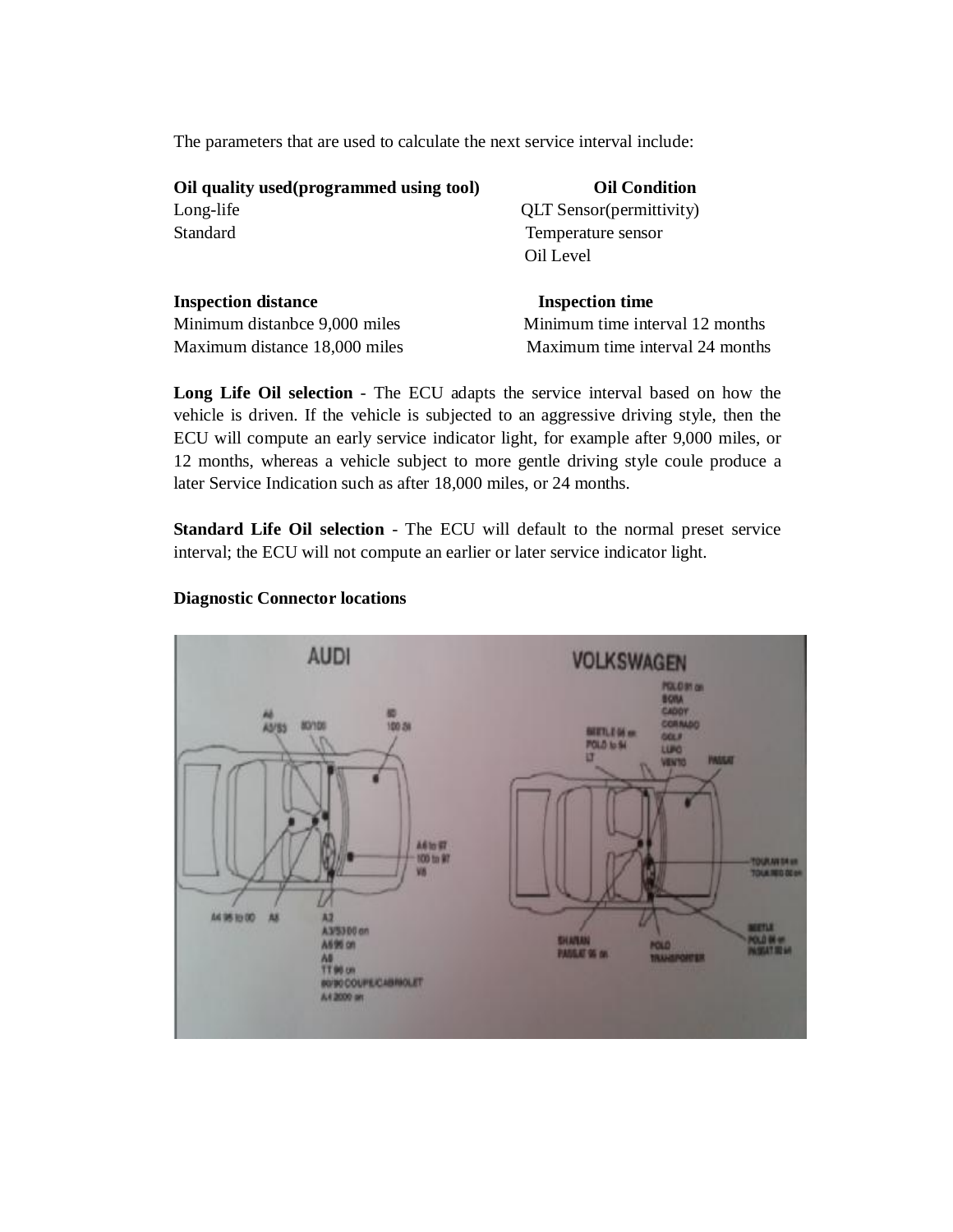The parameters that are used to calculate the next service interval include:

| **Oil quality used(programmed using tool)** | **Oil Condition** |
|---|---|
| Long-life | QLT Sensor(permittivity) |
| Standard | Temperature sensor |
| | Oil Level |

| **Inspection distance** | **Inspection time** |
|---|---|
| Minimum distanbce 9,000 miles | Minimum time interval 12 months |
| Maximum distance 18,000 miles | Maximum time interval 24 months |

**Long Life Oil selection** - The ECU adapts the service interval based on how the vehicle is driven. If the vehicle is subjected to an aggressive driving style, then the ECU will compute an early service indicator light, for example after 9,000 miles, or 12 months, whereas a vehicle subject to more gentle driving style coule produce a later Service Indication such as after 18,000 miles, or 24 months.

**Standard Life Oil selection** - The ECU will default to the normal preset service interval; the ECU will not compute an earlier or later service indicator light.

**Diagnostic Connector locations**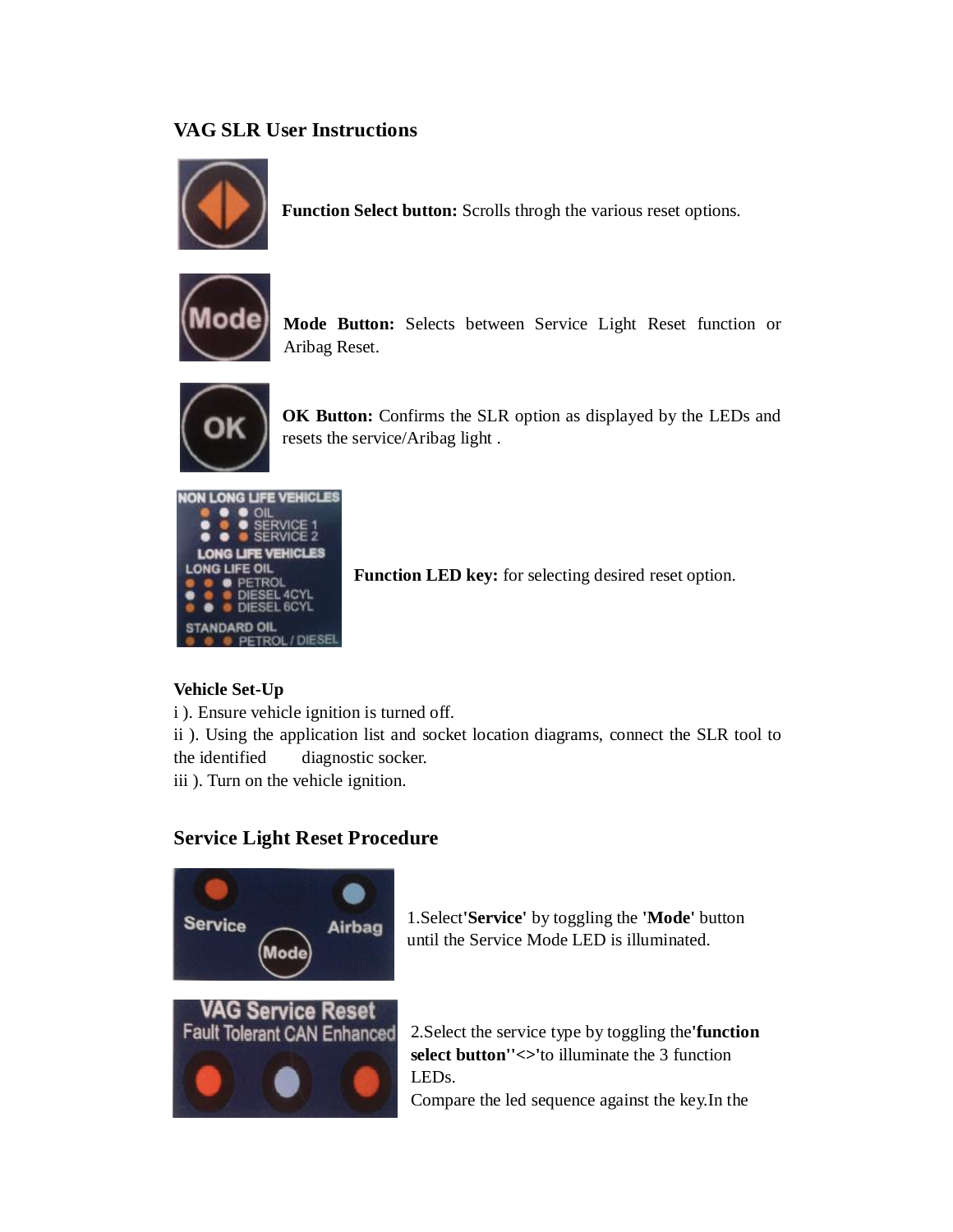## VAG SLR User Instructions

**Function Select button:** Scrolls throgh the various reset options.

**Mode Button:** Selects between Service Light Reset function or Aribag Reset.

**OK Button:** Confirms the SLR option as displayed by the LEDs and resets the service/Aribag light .

**Function LED key:** for selecting desired reset option.

**Vehicle Set-Up**

i ). Ensure vehicle ignition is turned off.

ii ). Using the application list and socket location diagrams, connect the SLR tool to the identified diagnostic socker.

iii ). Turn on the vehicle ignition.

## Service Light Reset Procedure

1.Select**'Service'** by toggling the **'Mode'** button until the Service Mode LED is illuminated.

2.Select the service type by toggling the**'function select button''<>'**to illuminate the 3 function LEDs.

Compare the led sequence against the key.In the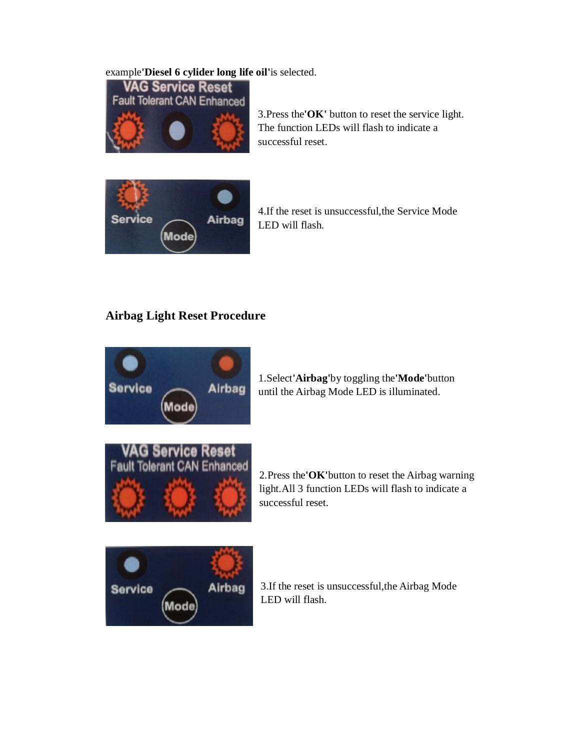example**'Diesel 6 cylider long life oil'**is selected.

3.Press the**'OK'** button to reset the service light. The function LEDs will flash to indicate a successful reset.

4.If the reset is unsuccessful,the Service Mode LED will flash.

## Airbag Light Reset Procedure

1.Select**'Airbag'**by toggling the**'Mode'**button until the Airbag Mode LED is illuminated.

2.Press the**'OK'**button to reset the Airbag warning light.All 3 function LEDs will flash to indicate a successful reset.

3.If the reset is unsuccessful,the Airbag Mode LED will flash.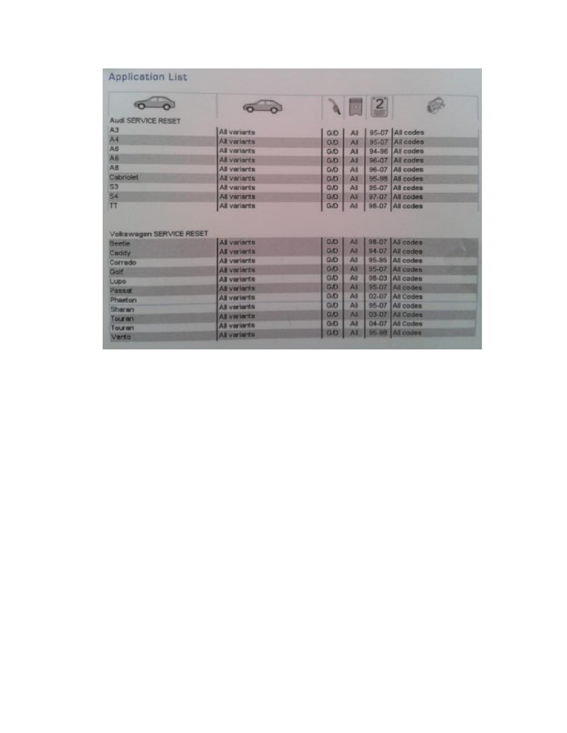## Application List

| | | | | | |
|---|---|---|---|---|---|
| **Audi SERVICE RESET** | | | | | |
| A3 | All variants | G/D | All | 95-07 | All codes |
| A4 | All variants | G/D | All | 95-07 | All codes |
| A6 | All variants | G/D | All | 94-96 | All codes |
| A6 | All variants | G/D | All | 96-07 | All codes |
| A8 | All variants | G/D | All | 96-07 | All codes |
| Cabriolet | All variants | G/D | All | 95-98 | All codes |
| S3 | All variants | G/D | All | 95-07 | All codes |
| S4 | All variants | G/D | All | 97-07 | All codes |
| TT | All variants | G/D | All | 98-07 | All codes |
| **Volkswagen SERVICE RESET** | | | | | |
| Beetle | All variants | G/D | All | 98-07 | All codes |
| Caddy | All variants | G/D | All | 94-07 | All codes |
| Corrado | All variants | G/D | All | 95-95 | All codes |
| Golf | All variants | G/D | All | 95-07 | All codes |
| Lupo | All variants | G/D | All | 98-03 | All codes |
| Passat | All variants | G/D | All | 95-07 | All codes |
| Phaeton | All variants | G/D | All | 02-07 | All Codes |
| Sharan | All variants | G/D | All | 95-07 | All codes |
| Touran | All variants | G/D | All | 03-07 | All Codes |
| Touran | All variants | G/D | All | 04-07 | All Codes |
| Vento | All variants | G/D | All | 95-98 | All codes |